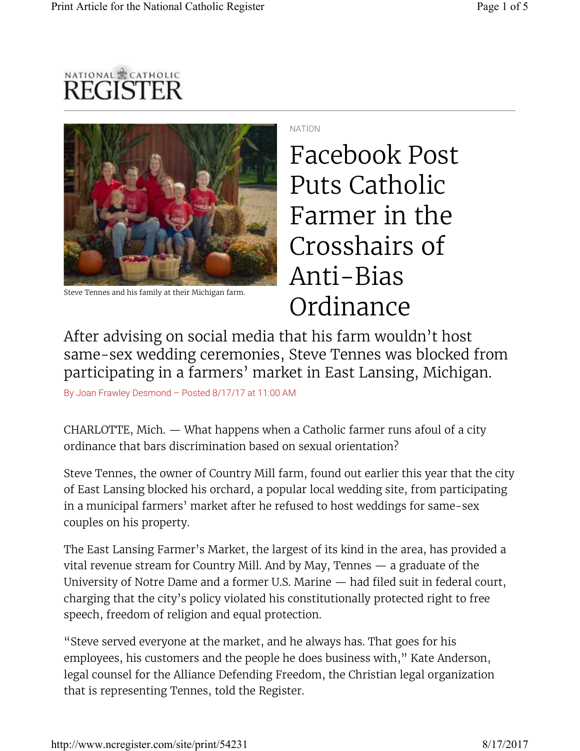NATIONAL CATHOLIC REGISTER

Steve Tennes and his family at their Michigan farm.

NATION

# Facebook Post Puts Catholic Farmer in the Crosshairs of Anti-Bias Ordinance

## After advising on social media that his farm wouldn't host same-sex wedding ceremonies, Steve Tennes was blocked from participating in a farmers' market in East Lansing, Michigan.

By Joan Frawley Desmond – Posted 8/17/17 at 11:00 AM

CHARLOTTE, Mich. — What happens when a Catholic farmer runs afoul of a city ordinance that bars discrimination based on sexual orientation?

Steve Tennes, the owner of Country Mill farm, found out earlier this year that the city of East Lansing blocked his orchard, a popular local wedding site, from participating in a municipal farmers' market after he refused to host weddings for same-sex couples on his property.

The East Lansing Farmer's Market, the largest of its kind in the area, has provided a vital revenue stream for Country Mill. And by May, Tennes — a graduate of the University of Notre Dame and a former U.S. Marine — had filed suit in federal court, charging that the city's policy violated his constitutionally protected right to free speech, freedom of religion and equal protection.

"Steve served everyone at the market, and he always has. That goes for his employees, his customers and the people he does business with," Kate Anderson, legal counsel for the Alliance Defending Freedom, the Christian legal organization that is representing Tennes, told the Register.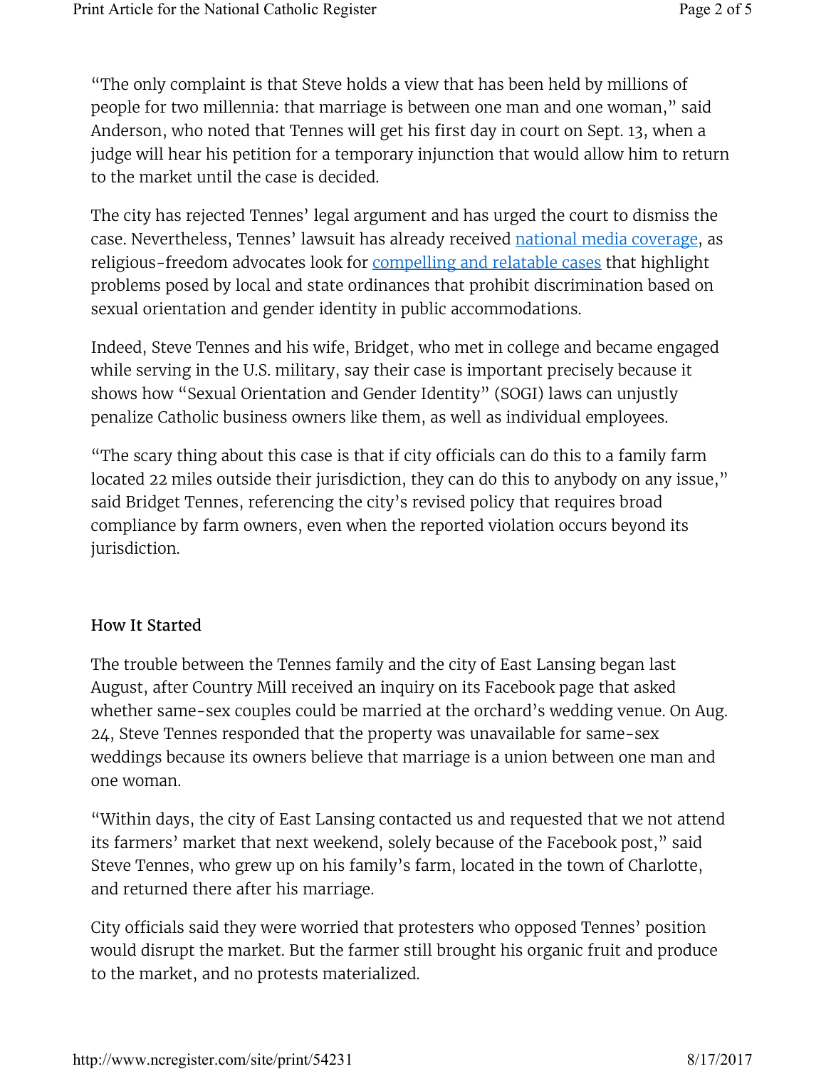"The only complaint is that Steve holds a view that has been held by millions of people for two millennia: that marriage is between one man and one woman," said Anderson, who noted that Tennes will get his first day in court on Sept. 13, when a judge will hear his petition for a temporary injunction that would allow him to return to the market until the case is decided.

The city has rejected Tennes' legal argument and has urged the court to dismiss the case. Nevertheless, Tennes' lawsuit has already received national media coverage, as religious-freedom advocates look for compelling and relatable cases that highlight problems posed by local and state ordinances that prohibit discrimination based on sexual orientation and gender identity in public accommodations.

Indeed, Steve Tennes and his wife, Bridget, who met in college and became engaged while serving in the U.S. military, say their case is important precisely because it shows how "Sexual Orientation and Gender Identity" (SOGI) laws can unjustly penalize Catholic business owners like them, as well as individual employees.

"The scary thing about this case is that if city officials can do this to a family farm located 22 miles outside their jurisdiction, they can do this to anybody on any issue," said Bridget Tennes, referencing the city's revised policy that requires broad compliance by farm owners, even when the reported violation occurs beyond its jurisdiction.

## How It Started

The trouble between the Tennes family and the city of East Lansing began last August, after Country Mill received an inquiry on its Facebook page that asked whether same-sex couples could be married at the orchard's wedding venue. On Aug. 24, Steve Tennes responded that the property was unavailable for same-sex weddings because its owners believe that marriage is a union between one man and one woman.

"Within days, the city of East Lansing contacted us and requested that we not attend its farmers' market that next weekend, solely because of the Facebook post," said Steve Tennes, who grew up on his family's farm, located in the town of Charlotte, and returned there after his marriage.

City officials said they were worried that protesters who opposed Tennes' position would disrupt the market. But the farmer still brought his organic fruit and produce to the market, and no protests materialized.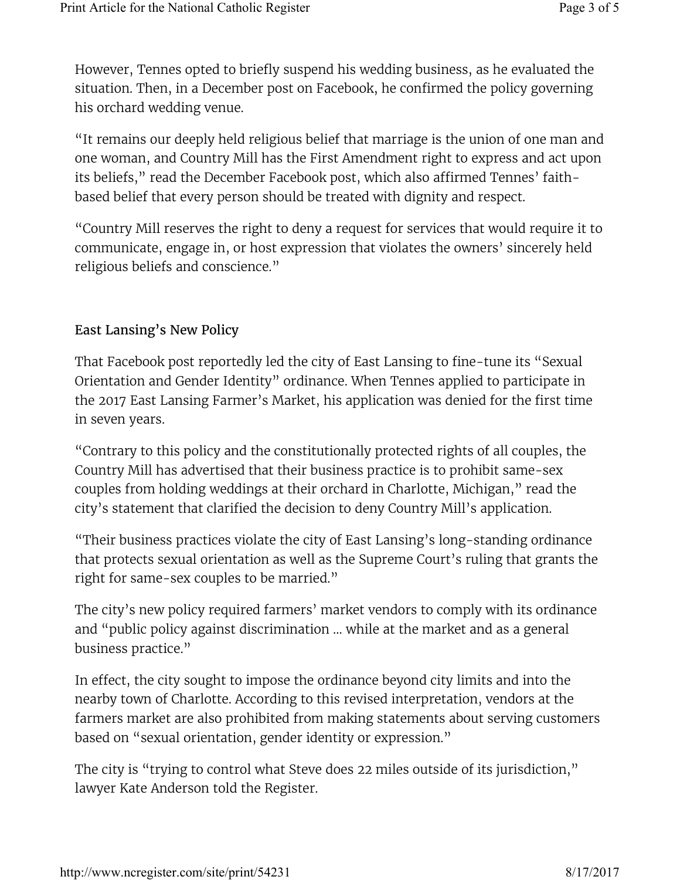However, Tennes opted to briefly suspend his wedding business, as he evaluated the situation. Then, in a December post on Facebook, he confirmed the policy governing his orchard wedding venue.

"It remains our deeply held religious belief that marriage is the union of one man and one woman, and Country Mill has the First Amendment right to express and act upon its beliefs," read the December Facebook post, which also affirmed Tennes' faith-based belief that every person should be treated with dignity and respect.

"Country Mill reserves the right to deny a request for services that would require it to communicate, engage in, or host expression that violates the owners' sincerely held religious beliefs and conscience."

## East Lansing's New Policy

That Facebook post reportedly led the city of East Lansing to fine-tune its "Sexual Orientation and Gender Identity" ordinance. When Tennes applied to participate in the 2017 East Lansing Farmer's Market, his application was denied for the first time in seven years.

"Contrary to this policy and the constitutionally protected rights of all couples, the Country Mill has advertised that their business practice is to prohibit same-sex couples from holding weddings at their orchard in Charlotte, Michigan," read the city's statement that clarified the decision to deny Country Mill's application.

"Their business practices violate the city of East Lansing's long-standing ordinance that protects sexual orientation as well as the Supreme Court's ruling that grants the right for same-sex couples to be married."

The city's new policy required farmers' market vendors to comply with its ordinance and "public policy against discrimination ... while at the market and as a general business practice."

In effect, the city sought to impose the ordinance beyond city limits and into the nearby town of Charlotte. According to this revised interpretation, vendors at the farmers market are also prohibited from making statements about serving customers based on "sexual orientation, gender identity or expression."

The city is "trying to control what Steve does 22 miles outside of its jurisdiction," lawyer Kate Anderson told the Register.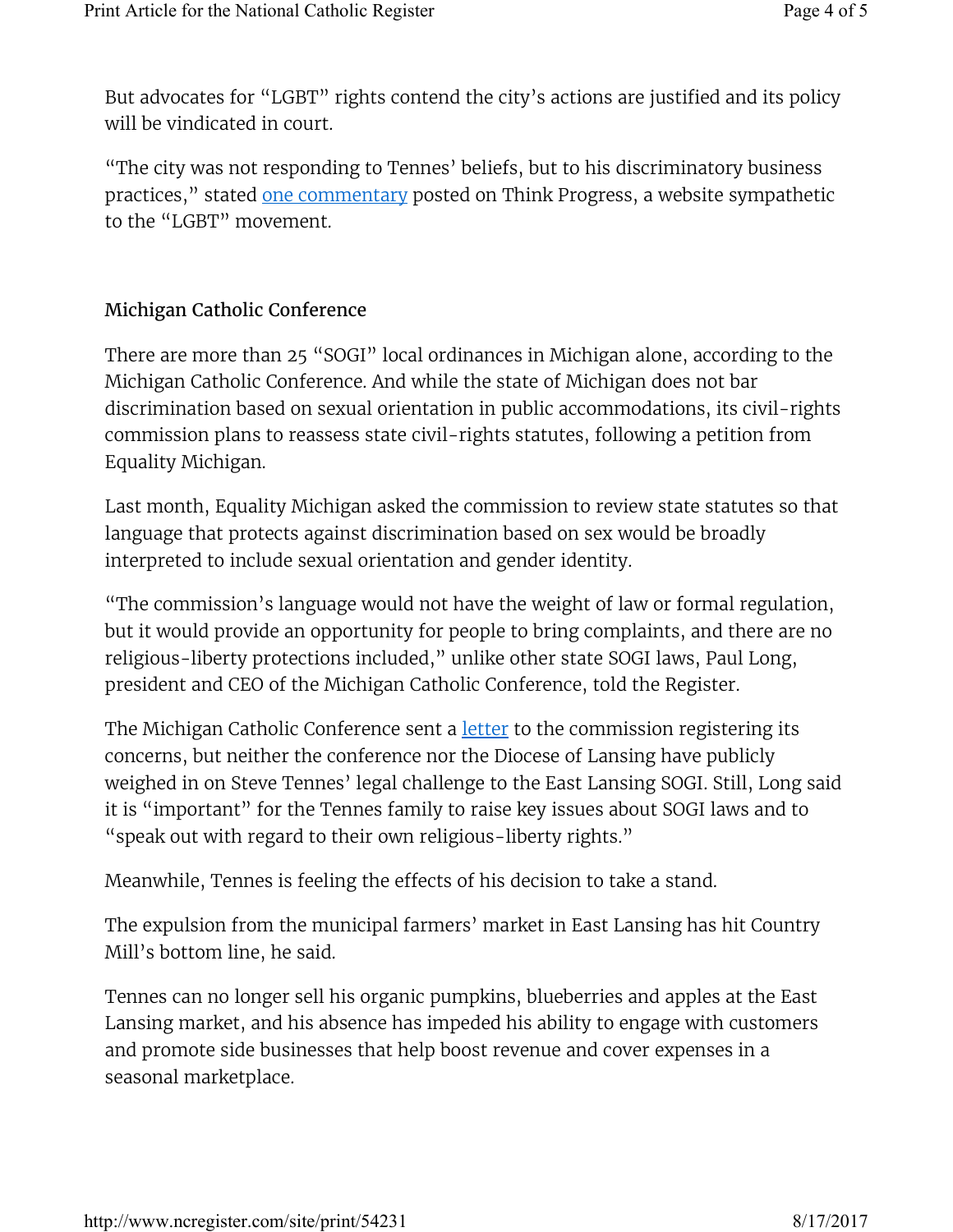But advocates for "LGBT" rights contend the city's actions are justified and its policy will be vindicated in court.

"The city was not responding to Tennes' beliefs, but to his discriminatory business practices," stated [one commentary](#) posted on Think Progress, a website sympathetic to the "LGBT" movement.

## Michigan Catholic Conference

There are more than 25 "SOGI" local ordinances in Michigan alone, according to the Michigan Catholic Conference. And while the state of Michigan does not bar discrimination based on sexual orientation in public accommodations, its civil-rights commission plans to reassess state civil-rights statutes, following a petition from Equality Michigan.

Last month, Equality Michigan asked the commission to review state statutes so that language that protects against discrimination based on sex would be broadly interpreted to include sexual orientation and gender identity.

"The commission's language would not have the weight of law or formal regulation, but it would provide an opportunity for people to bring complaints, and there are no religious-liberty protections included," unlike other state SOGI laws, Paul Long, president and CEO of the Michigan Catholic Conference, told the Register.

The Michigan Catholic Conference sent a [letter](#) to the commission registering its concerns, but neither the conference nor the Diocese of Lansing have publicly weighed in on Steve Tennes' legal challenge to the East Lansing SOGI. Still, Long said it is "important" for the Tennes family to raise key issues about SOGI laws and to "speak out with regard to their own religious-liberty rights."

Meanwhile, Tennes is feeling the effects of his decision to take a stand.

The expulsion from the municipal farmers' market in East Lansing has hit Country Mill's bottom line, he said.

Tennes can no longer sell his organic pumpkins, blueberries and apples at the East Lansing market, and his absence has impeded his ability to engage with customers and promote side businesses that help boost revenue and cover expenses in a seasonal marketplace.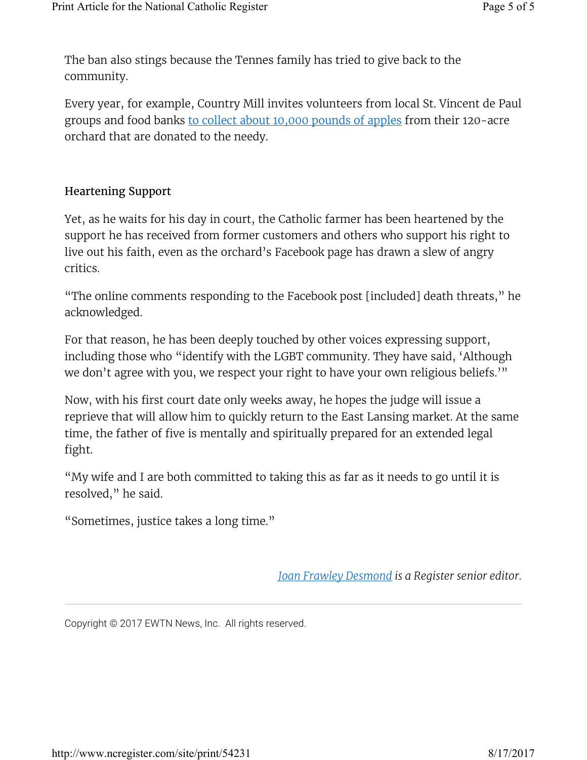The ban also stings because the Tennes family has tried to give back to the community.

Every year, for example, Country Mill invites volunteers from local St. Vincent de Paul groups and food banks to collect about 10,000 pounds of apples from their 120-acre orchard that are donated to the needy.

### Heartening Support

Yet, as he waits for his day in court, the Catholic farmer has been heartened by the support he has received from former customers and others who support his right to live out his faith, even as the orchard's Facebook page has drawn a slew of angry critics.

"The online comments responding to the Facebook post [included] death threats," he acknowledged.

For that reason, he has been deeply touched by other voices expressing support, including those who "identify with the LGBT community. They have said, 'Although we don't agree with you, we respect your right to have your own religious beliefs.'"

Now, with his first court date only weeks away, he hopes the judge will issue a reprieve that will allow him to quickly return to the East Lansing market. At the same time, the father of five is mentally and spiritually prepared for an extended legal fight.

"My wife and I are both committed to taking this as far as it needs to go until it is resolved," he said.

"Sometimes, justice takes a long time."

*Joan Frawley Desmond is a Register senior editor.*

---

Copyright © 2017 EWTN News, Inc. All rights reserved.